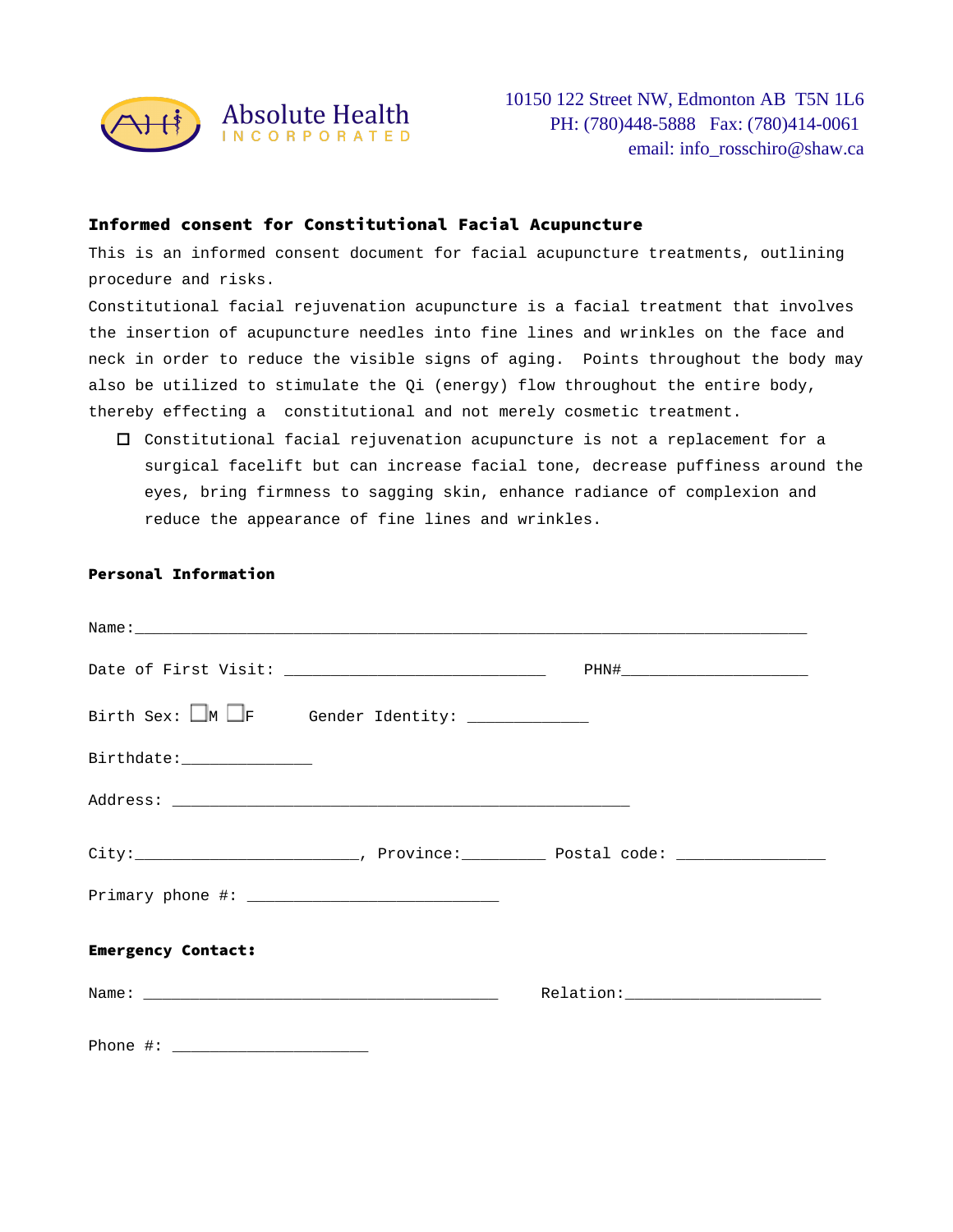Absolute Health INCORPORATED

10150 122 Street NW, Edmonton AB T5N 1L6
PH: (780)448-5888 Fax: (780)414-0061
email: info_rosschiro@shaw.ca

## Informed consent for Constitutional Facial Acupuncture

This is an informed consent document for facial acupuncture treatments, outlining procedure and risks.

Constitutional facial rejuvenation acupuncture is a facial treatment that involves the insertion of acupuncture needles into fine lines and wrinkles on the face and neck in order to reduce the visible signs of aging. Points throughout the body may also be utilized to stimulate the Qi (energy) flow throughout the entire body, thereby effecting a constitutional and not merely cosmetic treatment.

- ☐ Constitutional facial rejuvenation acupuncture is not a replacement for a surgical facelift but can increase facial tone, decrease puffiness around the eyes, bring firmness to sagging skin, enhance radiance of complexion and reduce the appearance of fine lines and wrinkles.

### Personal Information

Name:______________________________________________________________________

Date of First Visit: ____________________________ PHN#____________________

Birth Sex: ☐M ☐F Gender Identity: _____________

Birthdate:______________

Address: __________________________________________________

City:________________________, Province:_________ Postal code: ________________

Primary phone #: ___________________________

### Emergency Contact:

Name: ______________________________________ Relation:_____________________

Phone #: _____________________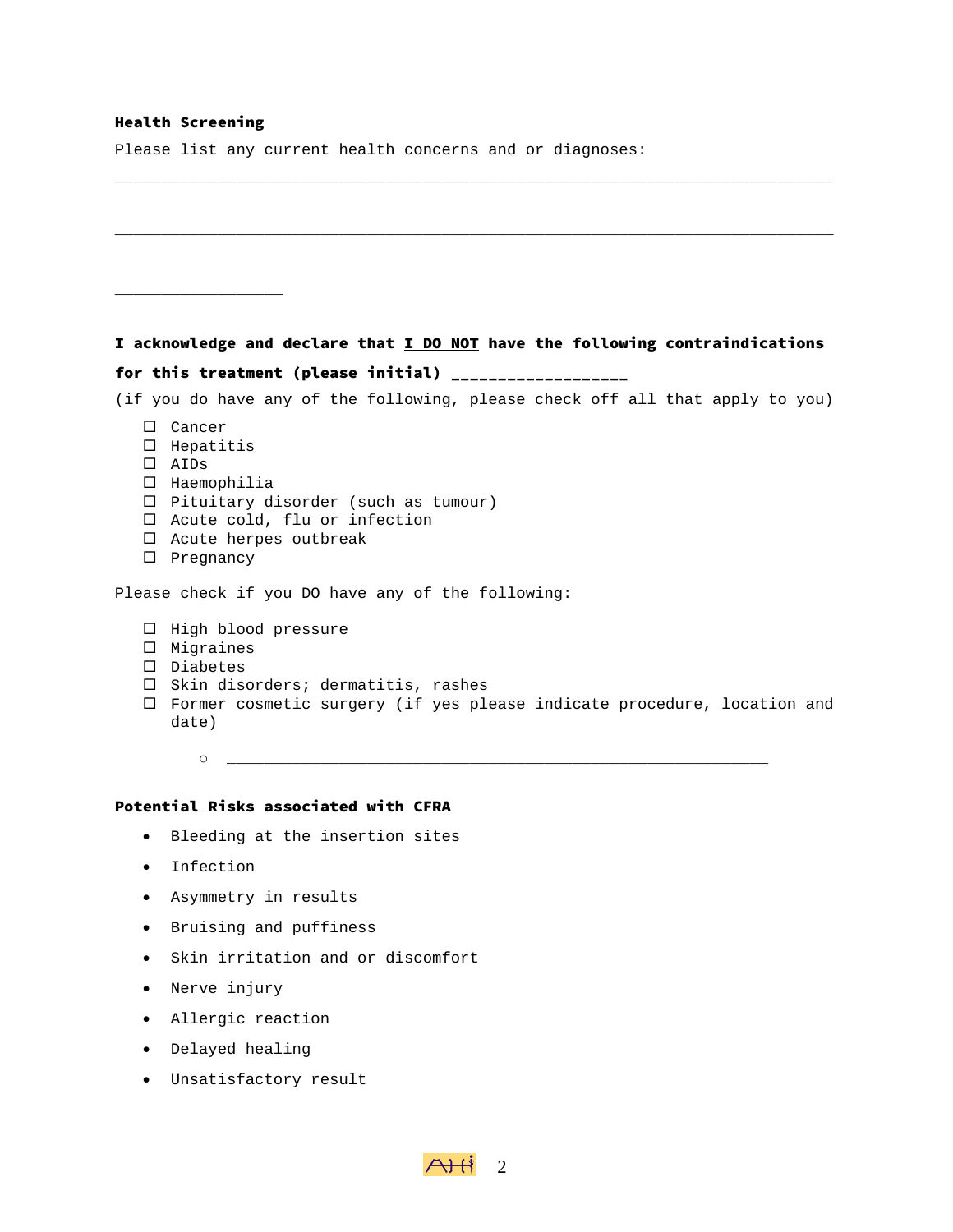**Health Screening**

Please list any current health concerns and or diagnoses:

_____________________________________________________________________________

_____________________________________________________________________________

__________________

**I acknowledge and declare that <u>I DO NOT</u> have the following contraindications for this treatment (please initial) ___________________**

(if you do have any of the following, please check off all that apply to you)

- ☐ Cancer
- ☐ Hepatitis
- ☐ AIDs
- ☐ Haemophilia
- ☐ Pituitary disorder (such as tumour)
- ☐ Acute cold, flu or infection
- ☐ Acute herpes outbreak
- ☐ Pregnancy

Please check if you DO have any of the following:

- ☐ High blood pressure
- ☐ Migraines
- ☐ Diabetes
- ☐ Skin disorders; dermatitis, rashes
- ☐ Former cosmetic surgery (if yes please indicate procedure, location and date)
    - ___________________________________________________________

**Potential Risks associated with CFRA**

- Bleeding at the insertion sites
- Infection
- Asymmetry in results
- Bruising and puffiness
- Skin irritation and or discomfort
- Nerve injury
- Allergic reaction
- Delayed healing
- Unsatisfactory result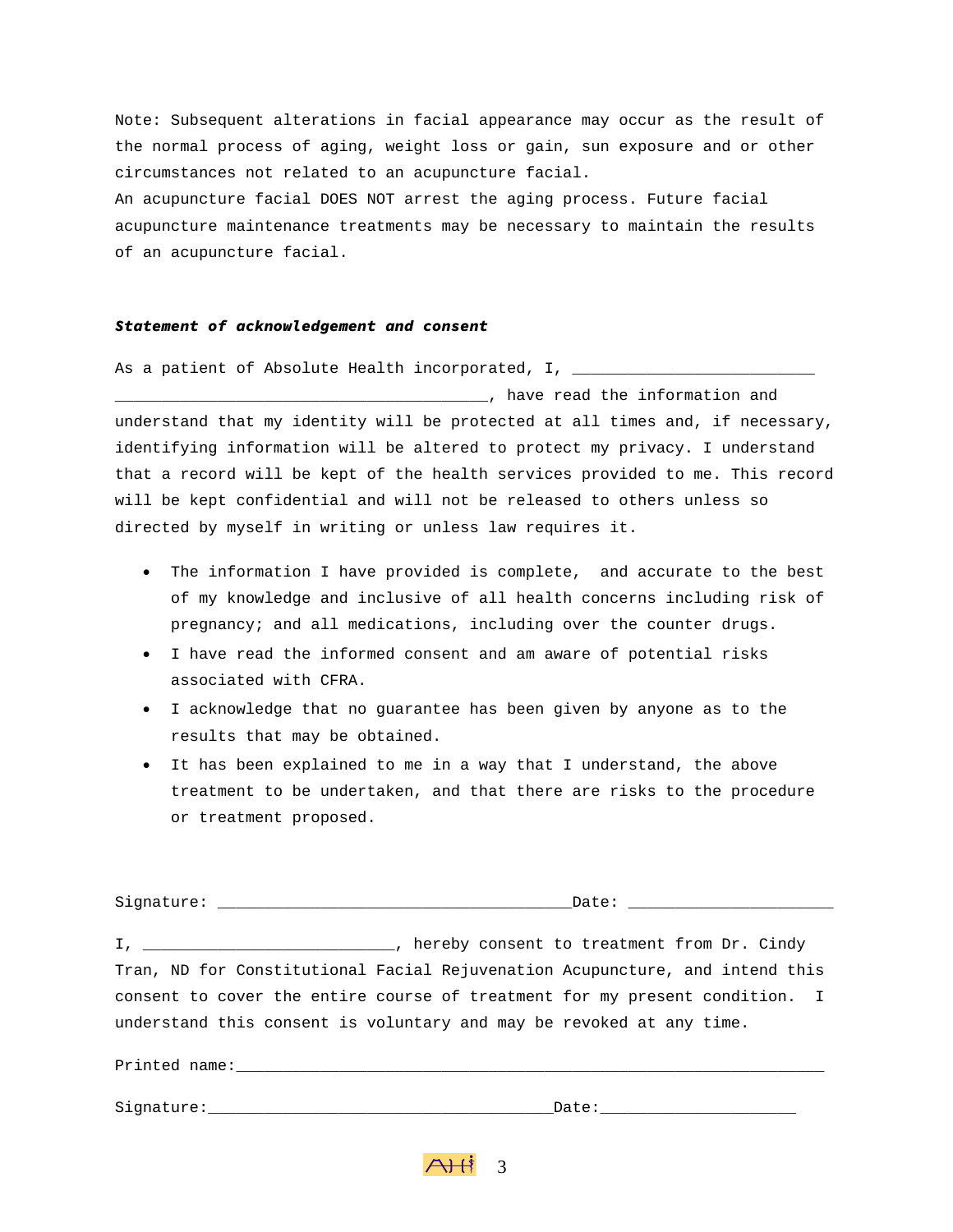Note: Subsequent alterations in facial appearance may occur as the result of the normal process of aging, weight loss or gain, sun exposure and or other circumstances not related to an acupuncture facial.
An acupuncture facial DOES NOT arrest the aging process. Future facial acupuncture maintenance treatments may be necessary to maintain the results of an acupuncture facial.

***Statement of acknowledgement and consent***

As a patient of Absolute Health incorporated, I, __________________________ ________________________________________, have read the information and understand that my identity will be protected at all times and, if necessary, identifying information will be altered to protect my privacy. I understand that a record will be kept of the health services provided to me. This record will be kept confidential and will not be released to others unless so directed by myself in writing or unless law requires it.

- The information I have provided is complete,  and accurate to the best of my knowledge and inclusive of all health concerns including risk of pregnancy; and all medications, including over the counter drugs.
- I have read the informed consent and am aware of potential risks associated with CFRA.
- I acknowledge that no guarantee has been given by anyone as to the results that may be obtained.
- It has been explained to me in a way that I understand, the above treatment to be undertaken, and that there are risks to the procedure or treatment proposed.

Signature: ______________________________________Date: ______________________

I, ___________________________, hereby consent to treatment from Dr. Cindy Tran, ND for Constitutional Facial Rejuvenation Acupuncture, and intend this consent to cover the entire course of treatment for my present condition.  I understand this consent is voluntary and may be revoked at any time.

Printed name:_______________________________________________________________

Signature:_____________________________________Date:_____________________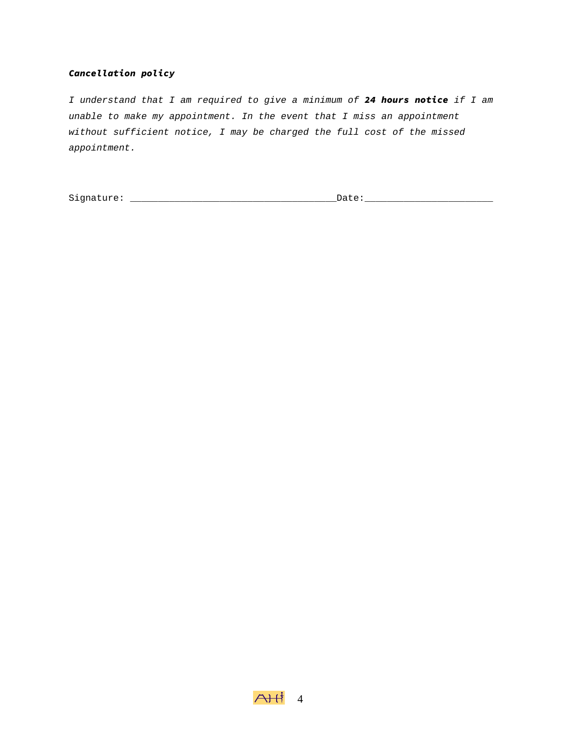***Cancellation policy***

*I understand that I am required to give a minimum of* ***24 hours notice*** *if I am unable to make my appointment. In the event that I miss an appointment without sufficient notice, I may be charged the full cost of the missed appointment.*

Signature: ______________________________________Date:_______________________